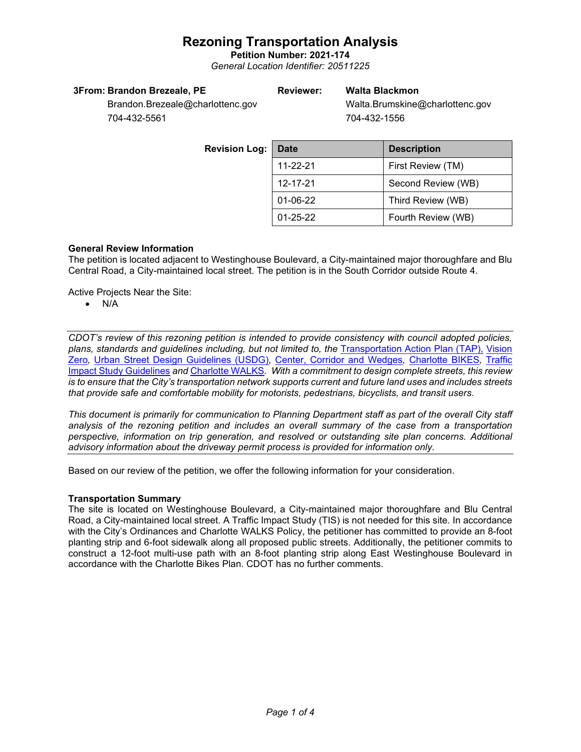# Rezoning Transportation Analysis

**Petition Number: 2021-174**

*General Location Identifier: 20511225*

**3From: Brandon Brezeale, PE**
Brandon.Brezeale@charlottenc.gov
704-432-5561

**Reviewer: Walta Blackmon**
Walta.Brumskine@charlottenc.gov
704-432-1556

**Revision Log:**

| Date | Description |
|---|---|
| 11-22-21 | First Review (TM) |
| 12-17-21 | Second Review (WB) |
| 01-06-22 | Third Review (WB) |
| 01-25-22 | Fourth Review (WB) |

**General Review Information**

The petition is located adjacent to Westinghouse Boulevard, a City-maintained major thoroughfare and Blu Central Road, a City-maintained local street. The petition is in the South Corridor outside Route 4.

Active Projects Near the Site:

- N/A

*CDOT's review of this rezoning petition is intended to provide consistency with council adopted policies, plans, standards and guidelines including, but not limited to, the Transportation Action Plan (TAP), Vision Zero, Urban Street Design Guidelines (USDG), Center, Corridor and Wedges, Charlotte BIKES, Traffic Impact Study Guidelines and Charlotte WALKS. With a commitment to design complete streets, this review is to ensure that the City's transportation network supports current and future land uses and includes streets that provide safe and comfortable mobility for motorists, pedestrians, bicyclists, and transit users.*

*This document is primarily for communication to Planning Department staff as part of the overall City staff analysis of the rezoning petition and includes an overall summary of the case from a transportation perspective, information on trip generation, and resolved or outstanding site plan concerns. Additional advisory information about the driveway permit process is provided for information only.*

Based on our review of the petition, we offer the following information for your consideration.

**Transportation Summary**

The site is located on Westinghouse Boulevard, a City-maintained major thoroughfare and Blu Central Road, a City-maintained local street. A Traffic Impact Study (TIS) is not needed for this site. In accordance with the City's Ordinances and Charlotte WALKS Policy, the petitioner has committed to provide an 8-foot planting strip and 6-foot sidewalk along all proposed public streets. Additionally, the petitioner commits to construct a 12-foot multi-use path with an 8-foot planting strip along East Westinghouse Boulevard in accordance with the Charlotte Bikes Plan. CDOT has no further comments.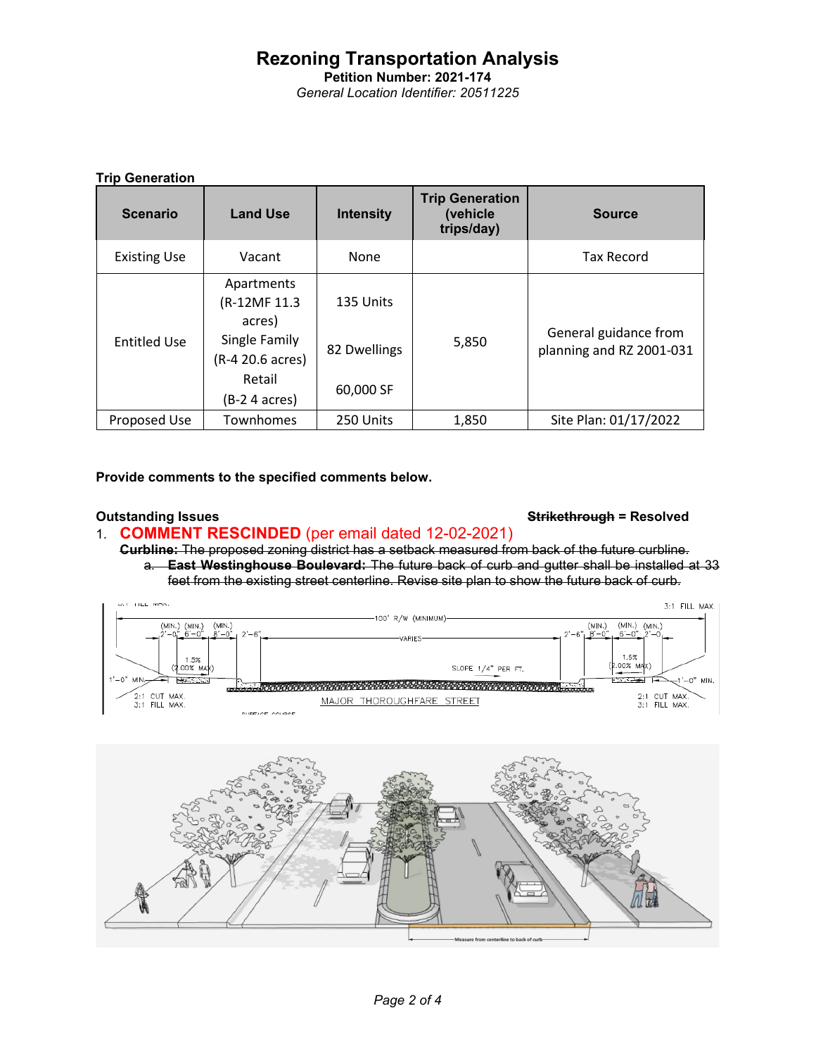# Rezoning Transportation Analysis

**Petition Number: 2021-174**

*General Location Identifier: 20511225*

**Trip Generation**

| Scenario | Land Use | Intensity | Trip Generation (vehicle trips/day) | Source |
|---|---|---|---|---|
| Existing Use | Vacant | None | | Tax Record |
| Entitled Use | Apartments (R-12MF 11.3 acres)<br>Single Family (R-4 20.6 acres)<br>Retail (B-2 4 acres) | 135 Units<br>82 Dwellings<br>60,000 SF | 5,850 | General guidance from planning and RZ 2001-031 |
| Proposed Use | Townhomes | 250 Units | 1,850 | Site Plan: 01/17/2022 |

**Provide comments to the specified comments below.**

**Outstanding Issues** ~~**Strikethrough**~~ **= Resolved**

1. **COMMENT RESCINDED** (per email dated 12-02-2021)
   ~~**Curbline:** The proposed zoning district has a setback measured from back of the future curbline.~~
   a. ~~**East Westinghouse Boulevard:** The future back of curb and gutter shall be installed at 33 feet from the existing street centerline. Revise site plan to show the future back of curb.~~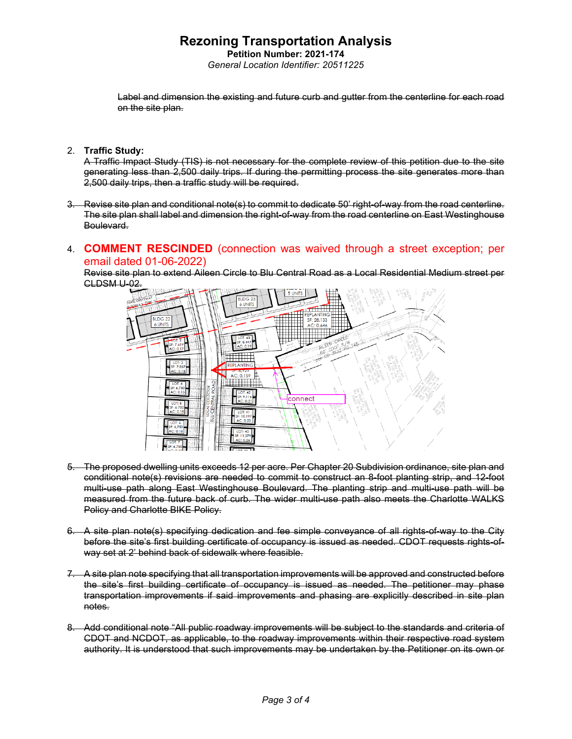# Rezoning Transportation Analysis

**Petition Number: 2021-174**

*General Location Identifier: 20511225*

~~Label and dimension the existing and future curb and gutter from the centerline for each road on the site plan.~~

2. **Traffic Study:**
   ~~A Traffic Impact Study (TIS) is not necessary for the complete review of this petition due to the site generating less than 2,500 daily trips. If during the permitting process the site generates more than 2,500 daily trips, then a traffic study will be required.~~

3. ~~Revise site plan and conditional note(s) to commit to dedicate 50' right-of-way from the road centerline. The site plan shall label and dimension the right-of-way from the road centerline on East Westinghouse Boulevard.~~

4. **COMMENT RESCINDED** (connection was waived through a street exception; per email dated 01-06-2022)
   ~~Revise site plan to extend Aileen Circle to Blu Central Road as a Local Residential Medium street per CLDSM U-02.~~

5. ~~The proposed dwelling units exceeds 12 per acre. Per Chapter 20 Subdivision ordinance, site plan and conditional note(s) revisions are needed to commit to construct an 8-foot planting strip, and 12-foot multi-use path along East Westinghouse Boulevard. The planting strip and multi-use path will be measured from the future back of curb. The wider multi-use path also meets the Charlotte WALKS Policy and Charlotte BIKE Policy.~~

6. ~~A site plan note(s) specifying dedication and fee simple conveyance of all rights-of-way to the City before the site's first building certificate of occupancy is issued as needed. CDOT requests rights-of-way set at 2' behind back of sidewalk where feasible.~~

7. ~~A site plan note specifying that all transportation improvements will be approved and constructed before the site's first building certificate of occupancy is issued as needed. The petitioner may phase transportation improvements if said improvements and phasing are explicitly described in site plan notes.~~

8. ~~Add conditional note "All public roadway improvements will be subject to the standards and criteria of CDOT and NCDOT, as applicable, to the roadway improvements within their respective road system authority. It is understood that such improvements may be undertaken by the Petitioner on its own or~~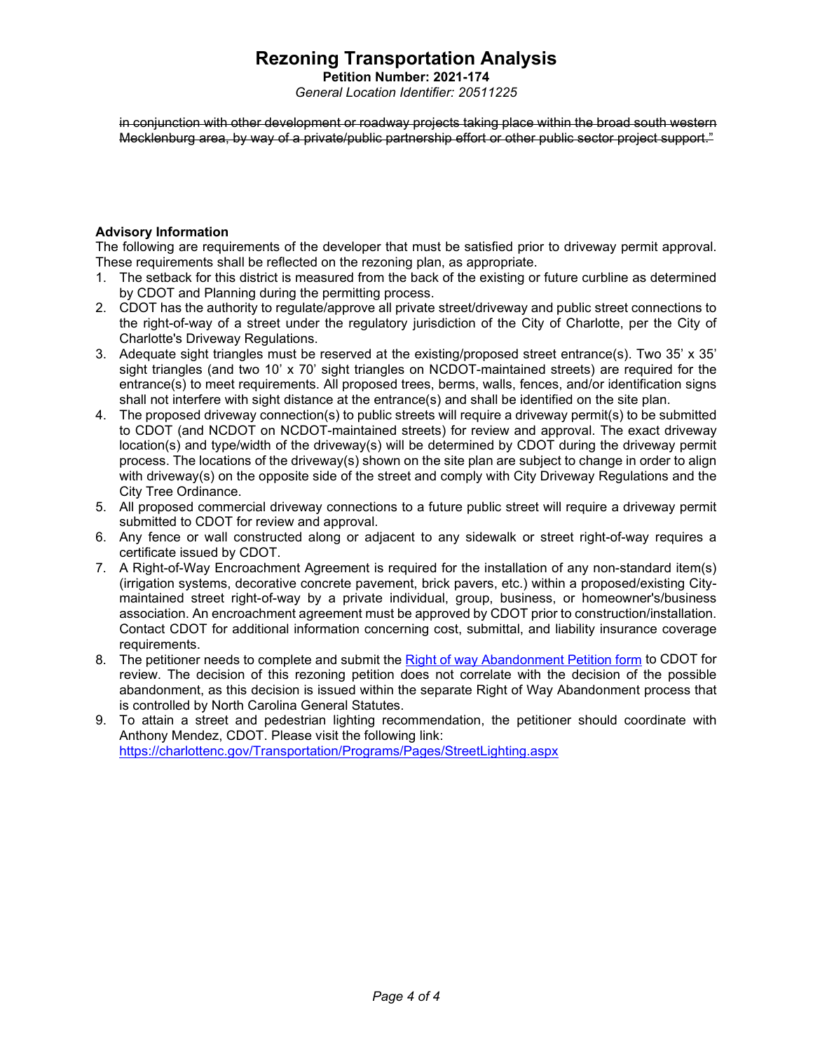~~in conjunction with other development or roadway projects taking place within the broad south western Mecklenburg area, by way of a private/public partnership effort or other public sector project support."~~

**Advisory Information**

The following are requirements of the developer that must be satisfied prior to driveway permit approval. These requirements shall be reflected on the rezoning plan, as appropriate.

1. The setback for this district is measured from the back of the existing or future curbline as determined by CDOT and Planning during the permitting process.
2. CDOT has the authority to regulate/approve all private street/driveway and public street connections to the right-of-way of a street under the regulatory jurisdiction of the City of Charlotte, per the City of Charlotte's Driveway Regulations.
3. Adequate sight triangles must be reserved at the existing/proposed street entrance(s). Two 35' x 35' sight triangles (and two 10' x 70' sight triangles on NCDOT-maintained streets) are required for the entrance(s) to meet requirements. All proposed trees, berms, walls, fences, and/or identification signs shall not interfere with sight distance at the entrance(s) and shall be identified on the site plan.
4. The proposed driveway connection(s) to public streets will require a driveway permit(s) to be submitted to CDOT (and NCDOT on NCDOT-maintained streets) for review and approval. The exact driveway location(s) and type/width of the driveway(s) will be determined by CDOT during the driveway permit process. The locations of the driveway(s) shown on the site plan are subject to change in order to align with driveway(s) on the opposite side of the street and comply with City Driveway Regulations and the City Tree Ordinance.
5. All proposed commercial driveway connections to a future public street will require a driveway permit submitted to CDOT for review and approval.
6. Any fence or wall constructed along or adjacent to any sidewalk or street right-of-way requires a certificate issued by CDOT.
7. A Right-of-Way Encroachment Agreement is required for the installation of any non-standard item(s) (irrigation systems, decorative concrete pavement, brick pavers, etc.) within a proposed/existing City-maintained street right-of-way by a private individual, group, business, or homeowner's/business association. An encroachment agreement must be approved by CDOT prior to construction/installation. Contact CDOT for additional information concerning cost, submittal, and liability insurance coverage requirements.
8. The petitioner needs to complete and submit the Right of way Abandonment Petition form to CDOT for review. The decision of this rezoning petition does not correlate with the decision of the possible abandonment, as this decision is issued within the separate Right of Way Abandonment process that is controlled by North Carolina General Statutes.
9. To attain a street and pedestrian lighting recommendation, the petitioner should coordinate with Anthony Mendez, CDOT. Please visit the following link: https://charlottenc.gov/Transportation/Programs/Pages/StreetLighting.aspx